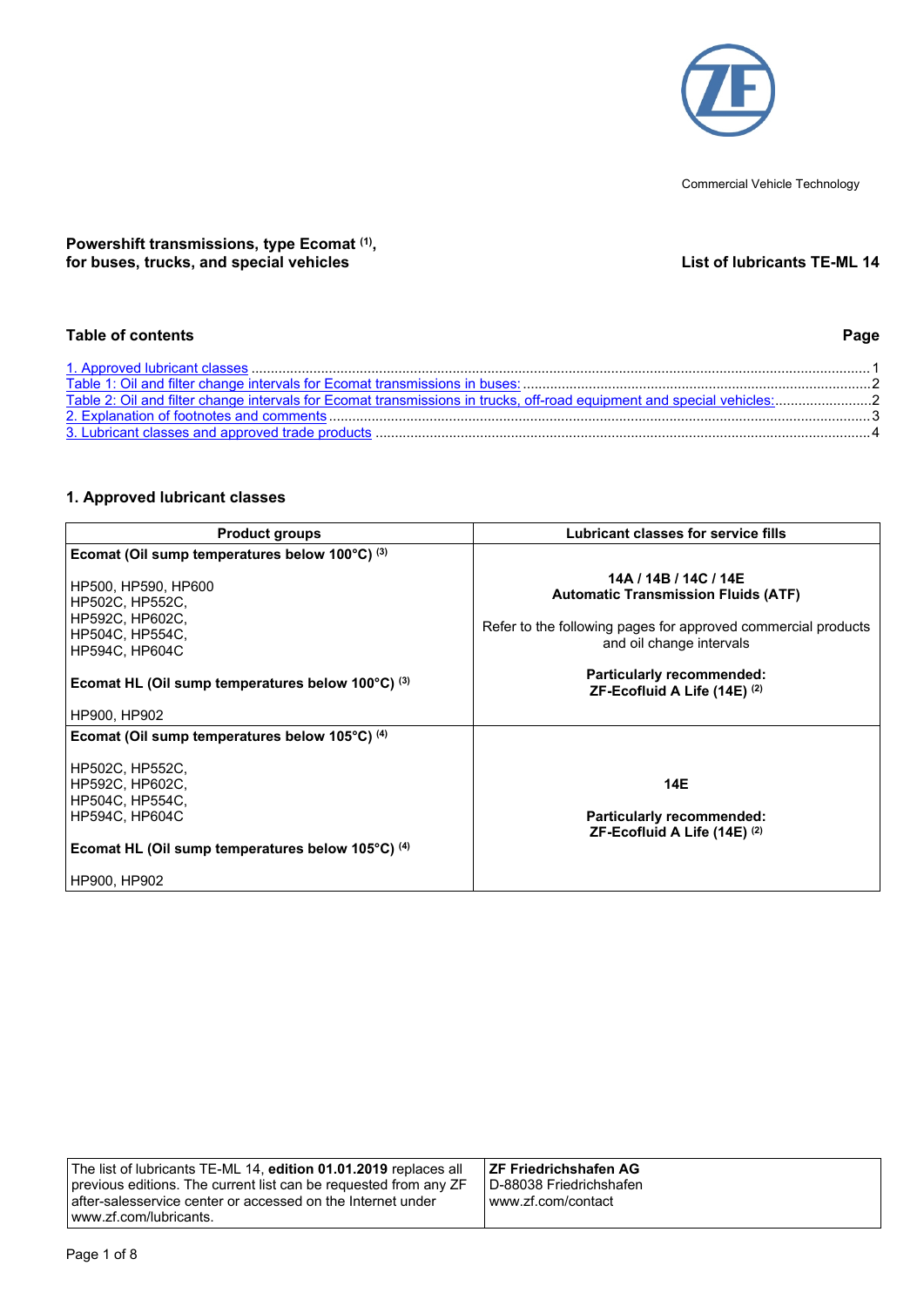Commercial Vehicle Technology

**Powershift transmissions, type Ecomat [1], for buses, trucks, and special vehicles**

**List of lubricants TE-ML 14**

## Table of contents

| | Page |
|---|---|
| 1. Approved lubricant classes | 1 |
| Table 1: Oil and filter change intervals for Ecomat transmissions in buses: | 2 |
| Table 2: Oil and filter change intervals for Ecomat transmissions in trucks, off-road equipment and special vehicles: | 2 |
| 2. Explanation of footnotes and comments | 3 |
| 3. Lubricant classes and approved trade products | 4 |

## 1. Approved lubricant classes

| Product groups | Lubricant classes for service fills |
|---|---|
| **Ecomat (Oil sump temperatures below 100°C) [3]**<br><br>HP500, HP590, HP600<br>HP502C, HP552C,<br>HP592C, HP602C,<br>HP504C, HP554C,<br>HP594C, HP604C<br><br>**Ecomat HL (Oil sump temperatures below 100°C) [3]**<br><br>HP900, HP902 | **14A / 14B / 14C / 14E**<br>**Automatic Transmission Fluids (ATF)**<br><br>Refer to the following pages for approved commercial products and oil change intervals<br><br>**Particularly recommended:**<br>**ZF-Ecofluid A Life (14E) [2]** |
| **Ecomat (Oil sump temperatures below 105°C) [4]**<br><br>HP502C, HP552C,<br>HP592C, HP602C,<br>HP504C, HP554C,<br>HP594C, HP604C<br><br>**Ecomat HL (Oil sump temperatures below 105°C) [4]**<br><br>HP900, HP902 | **14E**<br><br>**Particularly recommended:**<br>**ZF-Ecofluid A Life (14E) [2]** |

| | |
|---|---|
| The list of lubricants TE-ML 14, **edition 01.01.2019** replaces all previous editions. The current list can be requested from any ZF after-salesservice center or accessed on the Internet under www.zf.com/lubricants. | **ZF Friedrichshafen AG**<br>D-88038 Friedrichshafen<br>www.zf.com/contact |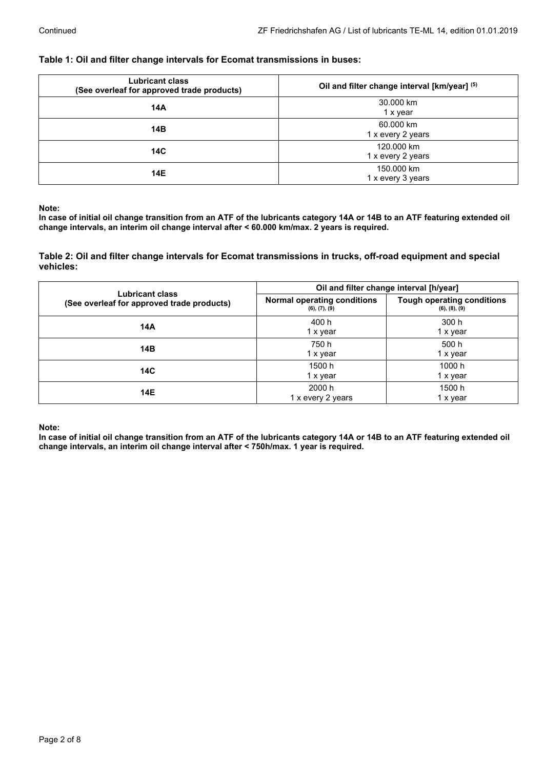Continued

### Table 1: Oil and filter change intervals for Ecomat transmissions in buses:

| Lubricant class<br>(See overleaf for approved trade products) | Oil and filter change interval [km/year] [5] |
|---|---|
| **14A** | 30.000 km<br>1 x year |
| **14B** | 60.000 km<br>1 x every 2 years |
| **14C** | 120.000 km<br>1 x every 2 years |
| **14E** | 150.000 km<br>1 x every 3 years |

**Note:**
**In case of initial oil change transition from an ATF of the lubricants category 14A or 14B to an ATF featuring extended oil change intervals, an interim oil change interval after < 60.000 km/max. 2 years is required.**

### Table 2: Oil and filter change intervals for Ecomat transmissions in trucks, off-road equipment and special vehicles:

| Lubricant class<br>(See overleaf for approved trade products) | Oil and filter change interval [h/year] | |
|---|---|---|
| | **Normal operating conditions** (6), (7), (9) | **Tough operating conditions** (6), (8), (9) |
| **14A** | 400 h<br>1 x year | 300 h<br>1 x year |
| **14B** | 750 h<br>1 x year | 500 h<br>1 x year |
| **14C** | 1500 h<br>1 x year | 1000 h<br>1 x year |
| **14E** | 2000 h<br>1 x every 2 years | 1500 h<br>1 x year |

**Note:**
**In case of initial oil change transition from an ATF of the lubricants category 14A or 14B to an ATF featuring extended oil change intervals, an interim oil change interval after < 750h/max. 1 year is required.**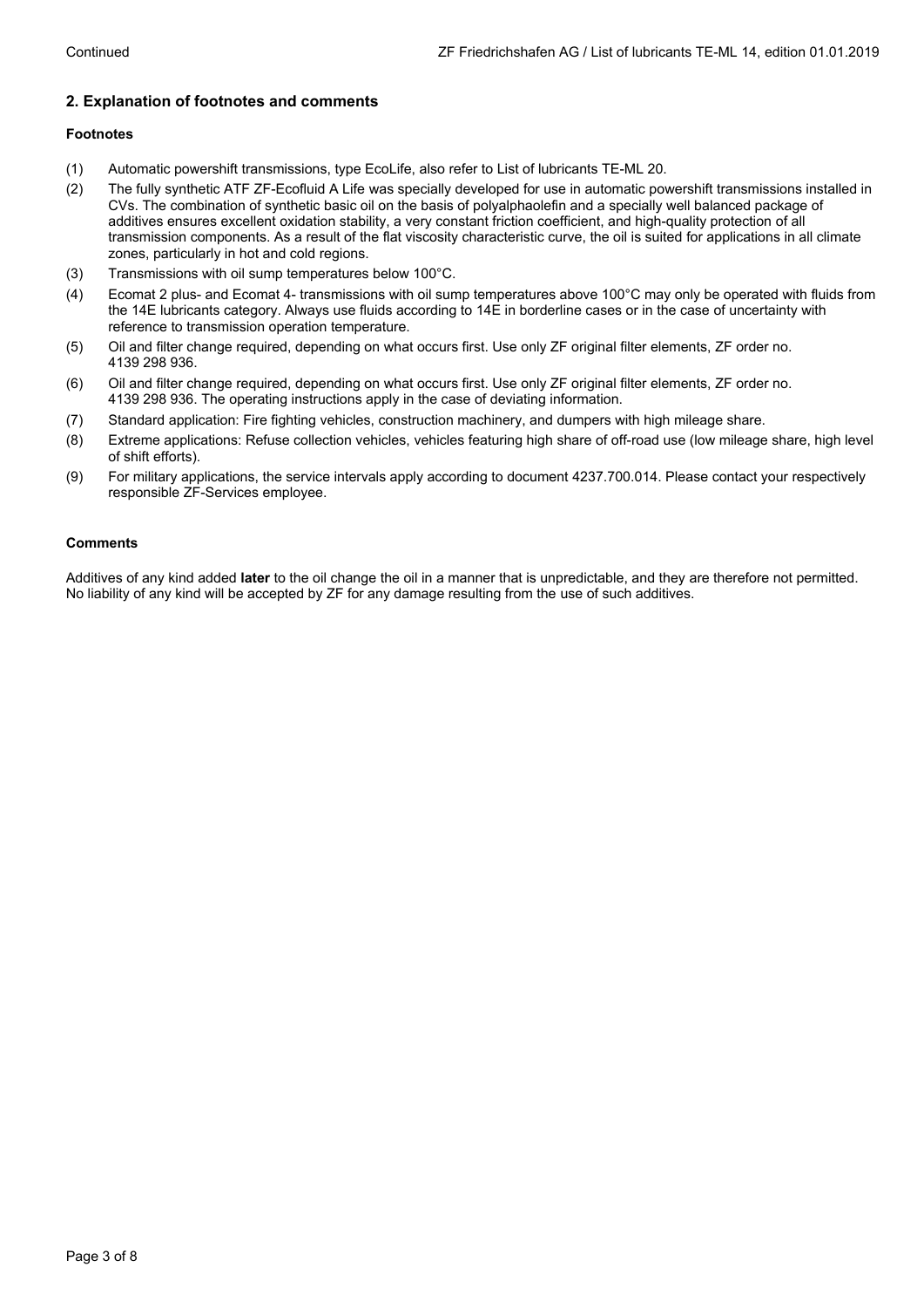## 2. Explanation of footnotes and comments

### Footnotes

(1) Automatic powershift transmissions, type EcoLife, also refer to List of lubricants TE-ML 20.

(2) The fully synthetic ATF ZF-Ecofluid A Life was specially developed for use in automatic powershift transmissions installed in CVs. The combination of synthetic basic oil on the basis of polyalphaolefin and a specially well balanced package of additives ensures excellent oxidation stability, a very constant friction coefficient, and high-quality protection of all transmission components. As a result of the flat viscosity characteristic curve, the oil is suited for applications in all climate zones, particularly in hot and cold regions.

(3) Transmissions with oil sump temperatures below 100°C.

(4) Ecomat 2 plus- and Ecomat 4- transmissions with oil sump temperatures above 100°C may only be operated with fluids from the 14E lubricants category. Always use fluids according to 14E in borderline cases or in the case of uncertainty with reference to transmission operation temperature.

(5) Oil and filter change required, depending on what occurs first. Use only ZF original filter elements, ZF order no. 4139 298 936.

(6) Oil and filter change required, depending on what occurs first. Use only ZF original filter elements, ZF order no. 4139 298 936. The operating instructions apply in the case of deviating information.

(7) Standard application: Fire fighting vehicles, construction machinery, and dumpers with high mileage share.

(8) Extreme applications: Refuse collection vehicles, vehicles featuring high share of off-road use (low mileage share, high level of shift efforts).

(9) For military applications, the service intervals apply according to document 4237.700.014. Please contact your respectively responsible ZF-Services employee.

### Comments

Additives of any kind added **later** to the oil change the oil in a manner that is unpredictable, and they are therefore not permitted. No liability of any kind will be accepted by ZF for any damage resulting from the use of such additives.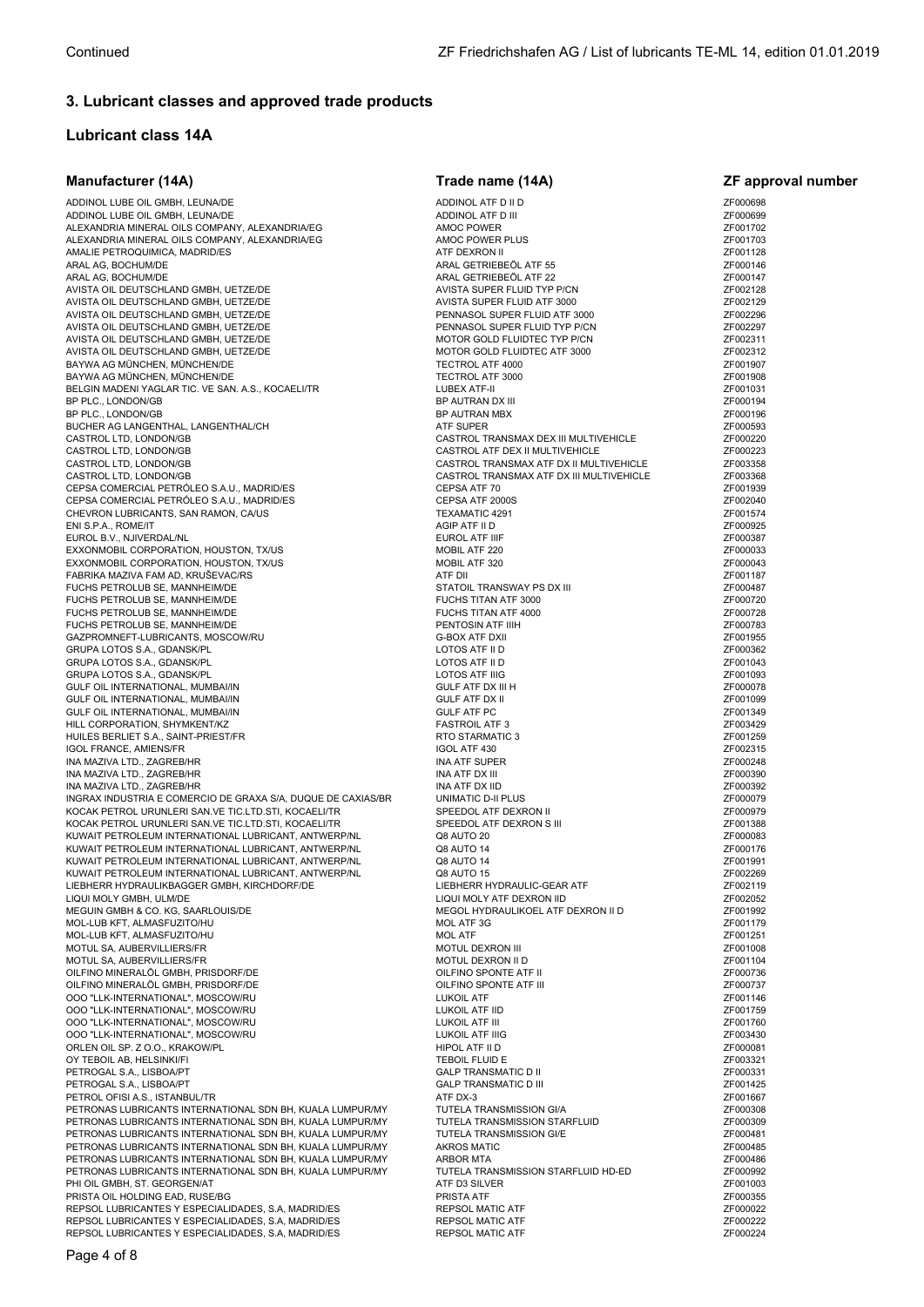## 3. Lubricant classes and approved trade products

### Lubricant class 14A

| Manufacturer (14A) | Trade name (14A) | ZF approval number |
|---|---|---|
| ADDINOL LUBE OIL GMBH, LEUNA/DE | ADDINOL ATF D II D | ZF000698 |
| ADDINOL LUBE OIL GMBH, LEUNA/DE | ADDINOL ATF D III | ZF000699 |
| ALEXANDRIA MINERAL OILS COMPANY, ALEXANDRIA/EG | AMOC POWER | ZF001702 |
| ALEXANDRIA MINERAL OILS COMPANY, ALEXANDRIA/EG | AMOC POWER PLUS | ZF001703 |
| AMALIE PETROQUIMICA, MADRID/ES | ATF DEXRON II | ZF001128 |
| ARAL AG, BOCHUM/DE | ARAL GETRIEBEÖL ATF 55 | ZF000146 |
| ARAL AG, BOCHUM/DE | ARAL GETRIEBEÖL ATF 22 | ZF000147 |
| AVISTA OIL DEUTSCHLAND GMBH, UETZE/DE | AVISTA SUPER FLUID TYP P/CN | ZF002128 |
| AVISTA OIL DEUTSCHLAND GMBH, UETZE/DE | AVISTA SUPER FLUID ATF 3000 | ZF002129 |
| AVISTA OIL DEUTSCHLAND GMBH, UETZE/DE | PENNASOL SUPER FLUID ATF 3000 | ZF002296 |
| AVISTA OIL DEUTSCHLAND GMBH, UETZE/DE | PENNASOL SUPER FLUID TYP P/CN | ZF002297 |
| AVISTA OIL DEUTSCHLAND GMBH, UETZE/DE | MOTOR GOLD FLUIDTEC TYP P/CN | ZF002311 |
| AVISTA OIL DEUTSCHLAND GMBH, UETZE/DE | MOTOR GOLD FLUIDTEC ATF 3000 | ZF002312 |
| BAYWA AG MÜNCHEN, MÜNCHEN/DE | TECTROL ATF 4000 | ZF001907 |
| BAYWA AG MÜNCHEN, MÜNCHEN/DE | TECTROL ATF 3000 | ZF001908 |
| BELGIN MADENI YAGLAR TIC. VE SAN. A.S., KOCAELI/TR | LUBEX ATF-II | ZF001031 |
| BP PLC., LONDON/GB | BP AUTRAN DX III | ZF000194 |
| BP PLC., LONDON/GB | BP AUTRAN MBX | ZF000196 |
| BUCHER AG LANGENTHAL, LANGENTHAL/CH | ATF SUPER | ZF000593 |
| CASTROL LTD, LONDON/GB | CASTROL TRANSMAX DEX III MULTIVEHICLE | ZF000220 |
| CASTROL LTD, LONDON/GB | CASTROL ATF DEX II MULTIVEHICLE | ZF000223 |
| CASTROL LTD, LONDON/GB | CASTROL TRANSMAX ATF DX II MULTIVEHICLE | ZF003358 |
| CASTROL LTD, LONDON/GB | CASTROL TRANSMAX ATF DX III MULTIVEHICLE | ZF003368 |
| CEPSA COMERCIAL PETRÓLEO S.A.U., MADRID/ES | CEPSA ATF 70 | ZF001939 |
| CEPSA COMERCIAL PETRÓLEO S.A.U., MADRID/ES | CEPSA ATF 2000S | ZF002040 |
| CHEVRON LUBRICANTS, SAN RAMON, CA/US | TEXAMATIC 4291 | ZF001574 |
| ENI S.P.A., ROME/IT | AGIP ATF II D | ZF000925 |
| EUROL B.V., NJIVERDAL/NL | EUROL ATF IIIF | ZF000387 |
| EXXONMOBIL CORPORATION, HOUSTON, TX/US | MOBIL ATF 220 | ZF000033 |
| EXXONMOBIL CORPORATION, HOUSTON, TX/US | MOBIL ATF 320 | ZF000043 |
| FABRIKA MAZIVA FAM AD, KRUŠEVAC/RS | ATF DII | ZF001187 |
| FUCHS PETROLUB SE, MANNHEIM/DE | STATOIL TRANSWAY PS DX III | ZF000487 |
| FUCHS PETROLUB SE, MANNHEIM/DE | FUCHS TITAN ATF 3000 | ZF000720 |
| FUCHS PETROLUB SE, MANNHEIM/DE | FUCHS TITAN ATF 4000 | ZF000728 |
| FUCHS PETROLUB SE, MANNHEIM/DE | PENTOSIN ATF IIIH | ZF000783 |
| GAZPROMNEFT-LUBRICANTS, MOSCOW/RU | G-BOX ATF DXII | ZF001955 |
| GRUPA LOTOS S.A., GDANSK/PL | LOTOS ATF II D | ZF000362 |
| GRUPA LOTOS S.A., GDANSK/PL | LOTOS ATF II D | ZF001043 |
| GRUPA LOTOS S.A., GDANSK/PL | LOTOS ATF IIIG | ZF001093 |
| GULF OIL INTERNATIONAL, MUMBAI/IN | GULF ATF DX III H | ZF000078 |
| GULF OIL INTERNATIONAL, MUMBAI/IN | GULF ATF DX II | ZF001099 |
| GULF OIL INTERNATIONAL, MUMBAI/IN | GULF ATF PC | ZF001349 |
| HILL CORPORATION, SHYMKENT/KZ | FASTROIL ATF 3 | ZF003429 |
| HUILES BERLIET S.A., SAINT-PRIEST/FR | RTO STARMATIC 3 | ZF001259 |
| IGOL FRANCE, AMIENS/FR | IGOL ATF 430 | ZF002315 |
| INA MAZIVA LTD., ZAGREB/HR | INA ATF SUPER | ZF000248 |
| INA MAZIVA LTD., ZAGREB/HR | INA ATF DX III | ZF000390 |
| INA MAZIVA LTD., ZAGREB/HR | INA ATF DX IID | ZF000392 |
| INGRAX INDUSTRIA E COMERCIO DE GRAXA S/A, DUQUE DE CAXIAS/BR | UNIMATIC D-II PLUS | ZF000079 |
| KOCAK PETROL URUNLERI SAN.VE TIC.LTD.STI, KOCAELI/TR | SPEEDOL ATF DEXRON II | ZF000979 |
| KOCAK PETROL URUNLERI SAN.VE TIC.LTD.STI, KOCAELI/TR | SPEEDOL ATF DEXRON S III | ZF001388 |
| KUWAIT PETROLEUM INTERNATIONAL LUBRICANT, ANTWERP/NL | Q8 AUTO 20 | ZF000083 |
| KUWAIT PETROLEUM INTERNATIONAL LUBRICANT, ANTWERP/NL | Q8 AUTO 14 | ZF000176 |
| KUWAIT PETROLEUM INTERNATIONAL LUBRICANT, ANTWERP/NL | Q8 AUTO 14 | ZF001991 |
| KUWAIT PETROLEUM INTERNATIONAL LUBRICANT, ANTWERP/NL | Q8 AUTO 15 | ZF002269 |
| LIEBHERR HYDRAULIKBAGGER GMBH, KIRCHDORF/DE | LIEBHERR HYDRAULIC-GEAR ATF | ZF002119 |
| LIQUI MOLY GMBH, ULM/DE | LIQUI MOLY ATF DEXRON IID | ZF002052 |
| MEGUIN GMBH & CO. KG, SAARLOUIS/DE | MEGOL HYDRAULIKOEL ATF DEXRON II D | ZF001992 |
| MOL-LUB KFT, ALMASFUZITO/HU | MOL ATF 3G | ZF001179 |
| MOL-LUB KFT, ALMASFUZITO/HU | MOL ATF | ZF001251 |
| MOTUL SA, AUBERVILLIERS/FR | MOTUL DEXRON III | ZF001008 |
| MOTUL SA, AUBERVILLIERS/FR | MOTUL DEXRON II D | ZF001104 |
| OILFINO MINERALÖL GMBH, PRISDORF/DE | OILFINO SPONTE ATF II | ZF000736 |
| OILFINO MINERALÖL GMBH, PRISDORF/DE | OILFINO SPONTE ATF III | ZF000737 |
| OOO "LLK-INTERNATIONAL", MOSCOW/RU | LUKOIL ATF | ZF001146 |
| OOO "LLK-INTERNATIONAL", MOSCOW/RU | LUKOIL ATF IID | ZF001759 |
| OOO "LLK-INTERNATIONAL", MOSCOW/RU | LUKOIL ATF III | ZF001760 |
| OOO "LLK-INTERNATIONAL", MOSCOW/RU | LUKOIL ATF IIIG | ZF003430 |
| ORLEN OIL SP. Z O.O., KRAKOW/PL | HIPOL ATF II D | ZF000081 |
| OY TEBOIL AB, HELSINKI/FI | TEBOIL FLUID E | ZF003321 |
| PETROGAL S.A., LISBOA/PT | GALP TRANSMATIC D II | ZF000331 |
| PETROGAL S.A., LISBOA/PT | GALP TRANSMATIC D III | ZF001425 |
| PETROL OFISI A.S., ISTANBUL/TR | ATF DX-3 | ZF001667 |
| PETRONAS LUBRICANTS INTERNATIONAL SDN BH, KUALA LUMPUR/MY | TUTELA TRANSMISSION GI/A | ZF000308 |
| PETRONAS LUBRICANTS INTERNATIONAL SDN BH, KUALA LUMPUR/MY | TUTELA TRANSMISSION STARFLUID | ZF000309 |
| PETRONAS LUBRICANTS INTERNATIONAL SDN BH, KUALA LUMPUR/MY | TUTELA TRANSMISSION GI/E | ZF000481 |
| PETRONAS LUBRICANTS INTERNATIONAL SDN BH, KUALA LUMPUR/MY | AKROS MATIC | ZF000485 |
| PETRONAS LUBRICANTS INTERNATIONAL SDN BH, KUALA LUMPUR/MY | ARBOR MTA | ZF000486 |
| PETRONAS LUBRICANTS INTERNATIONAL SDN BH, KUALA LUMPUR/MY | TUTELA TRANSMISSION STARFLUID HD-ED | ZF000992 |
| PHI OIL GMBH, ST. GEORGEN/AT | ATF D3 SILVER | ZF001003 |
| PRISTA OIL HOLDING EAD, RUSE/BG | PRISTA ATF | ZF000355 |
| REPSOL LUBRICANTES Y ESPECIALIDADES, S.A, MADRID/ES | REPSOL MATIC ATF | ZF000022 |
| REPSOL LUBRICANTES Y ESPECIALIDADES, S.A, MADRID/ES | REPSOL MATIC ATF | ZF000222 |
| REPSOL LUBRICANTES Y ESPECIALIDADES, S.A, MADRID/ES | REPSOL MATIC ATF | ZF000224 |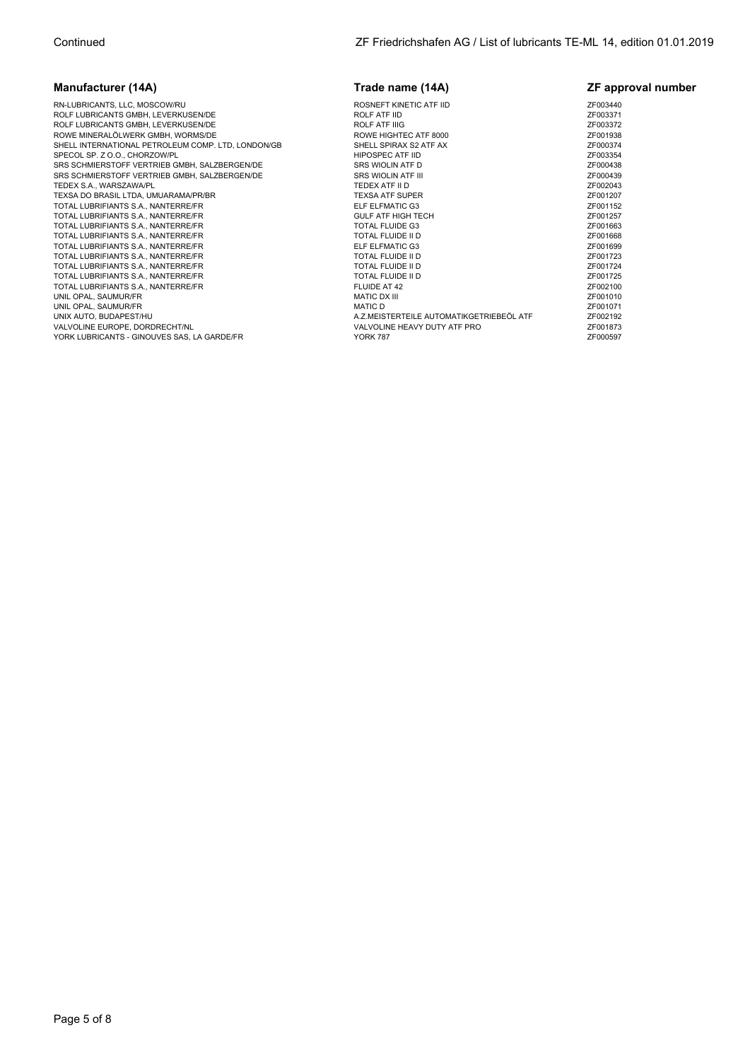Continued

| Manufacturer (14A) | Trade name (14A) | ZF approval number |
| --- | --- | --- |
| RN-LUBRICANTS, LLC, MOSCOW/RU | ROSNEFT KINETIC ATF IID | ZF003440 |
| ROLF LUBRICANTS GMBH, LEVERKUSEN/DE | ROLF ATF IID | ZF003371 |
| ROLF LUBRICANTS GMBH, LEVERKUSEN/DE | ROLF ATF IIIG | ZF003372 |
| ROWE MINERALÖLWERK GMBH, WORMS/DE | ROWE HIGHTEC ATF 8000 | ZF001938 |
| SHELL INTERNATIONAL PETROLEUM COMP. LTD, LONDON/GB | SHELL SPIRAX S2 ATF AX | ZF000374 |
| SPECOL SP. Z O.O., CHORZOW/PL | HIPOSPEC ATF IID | ZF003354 |
| SRS SCHMIERSTOFF VERTRIEB GMBH, SALZBERGEN/DE | SRS WIOLIN ATF D | ZF000438 |
| SRS SCHMIERSTOFF VERTRIEB GMBH, SALZBERGEN/DE | SRS WIOLIN ATF III | ZF000439 |
| TEDEX S.A., WARSZAWA/PL | TEDEX ATF II D | ZF002043 |
| TEXSA DO BRASIL LTDA, UMUARAMA/PR/BR | TEXSA ATF SUPER | ZF001207 |
| TOTAL LUBRIFIANTS S.A., NANTERRE/FR | ELF ELFMATIC G3 | ZF001152 |
| TOTAL LUBRIFIANTS S.A., NANTERRE/FR | GULF ATF HIGH TECH | ZF001257 |
| TOTAL LUBRIFIANTS S.A., NANTERRE/FR | TOTAL FLUIDE G3 | ZF001663 |
| TOTAL LUBRIFIANTS S.A., NANTERRE/FR | TOTAL FLUIDE II D | ZF001668 |
| TOTAL LUBRIFIANTS S.A., NANTERRE/FR | ELF ELFMATIC G3 | ZF001699 |
| TOTAL LUBRIFIANTS S.A., NANTERRE/FR | TOTAL FLUIDE II D | ZF001723 |
| TOTAL LUBRIFIANTS S.A., NANTERRE/FR | TOTAL FLUIDE II D | ZF001724 |
| TOTAL LUBRIFIANTS S.A., NANTERRE/FR | TOTAL FLUIDE II D | ZF001725 |
| TOTAL LUBRIFIANTS S.A., NANTERRE/FR | FLUIDE AT 42 | ZF002100 |
| UNIL OPAL, SAUMUR/FR | MATIC DX III | ZF001010 |
| UNIL OPAL, SAUMUR/FR | MATIC D | ZF001071 |
| UNIX AUTO, BUDAPEST/HU | A.Z.MEISTERTEILE AUTOMATIKGETRIEBEÖL ATF | ZF002192 |
| VALVOLINE EUROPE, DORDRECHT/NL | VALVOLINE HEAVY DUTY ATF PRO | ZF001873 |
| YORK LUBRICANTS - GINOUVES SAS, LA GARDE/FR | YORK 787 | ZF000597 |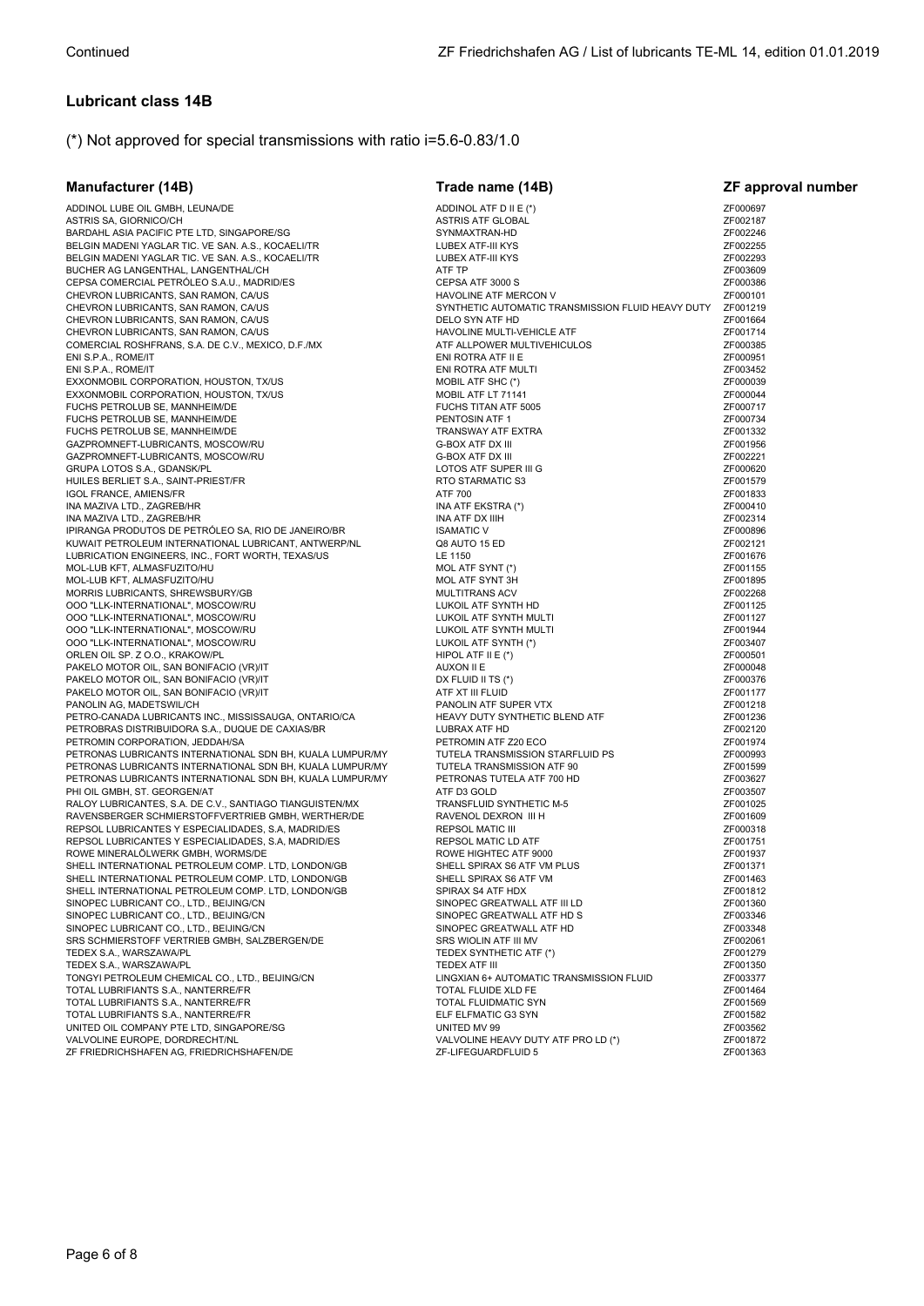## Lubricant class 14B

(*) Not approved for special transmissions with ratio i=5.6-0.83/1.0

| Manufacturer (14B) | Trade name (14B) | ZF approval number |
|---|---|---|
| ADDINOL LUBE OIL GMBH, LEUNA/DE | ADDINOL ATF D II E (*) | ZF000697 |
| ASTRIS SA, GIORNICO/CH | ASTRIS ATF GLOBAL | ZF002187 |
| BARDAHL ASIA PACIFIC PTE LTD, SINGAPORE/SG | SYNMAXTRAN-HD | ZF002246 |
| BELGIN MADENI YAGLAR TIC. VE SAN. A.S., KOCAELI/TR | LUBEX ATF-III KYS | ZF002255 |
| BELGIN MADENI YAGLAR TIC. VE SAN. A.S., KOCAELI/TR | LUBEX ATF-III KYS | ZF002293 |
| BUCHER AG LANGENTHAL, LANGENTHAL/CH | ATF TP | ZF003609 |
| CEPSA COMERCIAL PETRÓLEO S.A.U., MADRID/ES | CEPSA ATF 3000 S | ZF000386 |
| CHEVRON LUBRICANTS, SAN RAMON, CA/US | HAVOLINE ATF MERCON V | ZF000101 |
| CHEVRON LUBRICANTS, SAN RAMON, CA/US | SYNTHETIC AUTOMATIC TRANSMISSION FLUID HEAVY DUTY | ZF001219 |
| CHEVRON LUBRICANTS, SAN RAMON, CA/US | DELO SYN ATF HD | ZF001664 |
| CHEVRON LUBRICANTS, SAN RAMON, CA/US | HAVOLINE MULTI-VEHICLE ATF | ZF001714 |
| COMERCIAL ROSHFRANS, S.A. DE C.V., MEXICO, D.F./MX | ATF ALLPOWER MULTIVEHICULOS | ZF000385 |
| ENI S.P.A., ROME/IT | ENI ROTRA ATF II E | ZF000951 |
| ENI S.P.A., ROME/IT | ENI ROTRA ATF MULTI | ZF003452 |
| EXXONMOBIL CORPORATION, HOUSTON, TX/US | MOBIL ATF SHC (*) | ZF000039 |
| EXXONMOBIL CORPORATION, HOUSTON, TX/US | MOBIL ATF LT 71141 | ZF000044 |
| FUCHS PETROLUB SE, MANNHEIM/DE | FUCHS TITAN ATF 5005 | ZF000717 |
| FUCHS PETROLUB SE, MANNHEIM/DE | PENTOSIN ATF 1 | ZF000734 |
| FUCHS PETROLUB SE, MANNHEIM/DE | TRANSWAY ATF EXTRA | ZF001332 |
| GAZPROMNEFT-LUBRICANTS, MOSCOW/RU | G-BOX ATF DX III | ZF001956 |
| GAZPROMNEFT-LUBRICANTS, MOSCOW/RU | G-BOX ATF DX III | ZF002221 |
| GRUPA LOTOS S.A., GDANSK/PL | LOTOS ATF SUPER III G | ZF000620 |
| HUILES BERLIET S.A., SAINT-PRIEST/FR | RTO STARMATIC S3 | ZF001579 |
| IGOL FRANCE, AMIENS/FR | ATF 700 | ZF001833 |
| INA MAZIVA LTD., ZAGREB/HR | INA ATF EKSTRA (*) | ZF000410 |
| INA MAZIVA LTD., ZAGREB/HR | INA ATF DX IIIH | ZF002314 |
| IPIRANGA PRODUTOS DE PETRÓLEO SA, RIO DE JANEIRO/BR | ISAMATIC V | ZF000896 |
| KUWAIT PETROLEUM INTERNATIONAL LUBRICANT, ANTWERP/NL | Q8 AUTO 15 ED | ZF002121 |
| LUBRICATION ENGINEERS, INC., FORT WORTH, TEXAS/US | LE 1150 | ZF001676 |
| MOL-LUB KFT, ALMASFUZITO/HU | MOL ATF SYNT (*) | ZF001155 |
| MOL-LUB KFT, ALMASFUZITO/HU | MOL ATF SYNT 3H | ZF001895 |
| MORRIS LUBRICANTS, SHREWSBURY/GB | MULTITRANS ACV | ZF002268 |
| OOO "LLK-INTERNATIONAL", MOSCOW/RU | LUKOIL ATF SYNTH HD | ZF001125 |
| OOO "LLK-INTERNATIONAL", MOSCOW/RU | LUKOIL ATF SYNTH MULTI | ZF001127 |
| OOO "LLK-INTERNATIONAL", MOSCOW/RU | LUKOIL ATF SYNTH MULTI | ZF001944 |
| OOO "LLK-INTERNATIONAL", MOSCOW/RU | LUKOIL ATF SYNTH (*) | ZF003407 |
| ORLEN OIL SP. Z O.O., KRAKOW/PL | HIPOL ATF II E (*) | ZF000501 |
| PAKELO MOTOR OIL, SAN BONIFACIO (VR)/IT | AUXON II E | ZF000048 |
| PAKELO MOTOR OIL, SAN BONIFACIO (VR)/IT | DX FLUID II TS (*) | ZF000376 |
| PAKELO MOTOR OIL, SAN BONIFACIO (VR)/IT | ATF XT III FLUID | ZF001177 |
| PANOLIN AG, MADETSWIL/CH | PANOLIN ATF SUPER VTX | ZF001218 |
| PETRO-CANADA LUBRICANTS INC., MISSISSAUGA, ONTARIO/CA | HEAVY DUTY SYNTHETIC BLEND ATF | ZF001236 |
| PETROBRAS DISTRIBUIDORA S.A., DUQUE DE CAXIAS/BR | LUBRAX ATF HD | ZF002120 |
| PETROMIN CORPORATION, JEDDAH/SA | PETROMIN ATF Z20 ECO | ZF001974 |
| PETRONAS LUBRICANTS INTERNATIONAL SDN BH, KUALA LUMPUR/MY | TUTELA TRANSMISSION STARFLUID PS | ZF000993 |
| PETRONAS LUBRICANTS INTERNATIONAL SDN BH, KUALA LUMPUR/MY | TUTELA TRANSMISSION ATF 90 | ZF001599 |
| PETRONAS LUBRICANTS INTERNATIONAL SDN BH, KUALA LUMPUR/MY | PETRONAS TUTELA ATF 700 HD | ZF003627 |
| PHI OIL GMBH, ST. GEORGEN/AT | ATF D3 GOLD | ZF003507 |
| RALOY LUBRICANTES, S.A. DE C.V., SANTIAGO TIANGUISTEN/MX | TRANSFLUID SYNTHETIC M-5 | ZF001025 |
| RAVENSBERGER SCHMIERSTOFFVERTRIEB GMBH, WERTHER/DE | RAVENOL DEXRON III H | ZF001609 |
| REPSOL LUBRICANTES Y ESPECIALIDADES, S.A, MADRID/ES | REPSOL MATIC III | ZF000318 |
| REPSOL LUBRICANTES Y ESPECIALIDADES, S.A, MADRID/ES | REPSOL MATIC LD ATF | ZF001751 |
| ROWE MINERALÖLWERK GMBH, WORMS/DE | ROWE HIGHTEC ATF 9000 | ZF001937 |
| SHELL INTERNATIONAL PETROLEUM COMP. LTD, LONDON/GB | SHELL SPIRAX S6 ATF VM PLUS | ZF001371 |
| SHELL INTERNATIONAL PETROLEUM COMP. LTD, LONDON/GB | SHELL SPIRAX S6 ATF VM | ZF001463 |
| SHELL INTERNATIONAL PETROLEUM COMP. LTD, LONDON/GB | SPIRAX S4 ATF HDX | ZF001812 |
| SINOPEC LUBRICANT CO., LTD., BEIJING/CN | SINOPEC GREATWALL ATF III LD | ZF001360 |
| SINOPEC LUBRICANT CO., LTD., BEIJING/CN | SINOPEC GREATWALL ATF HD S | ZF003346 |
| SINOPEC LUBRICANT CO., LTD., BEIJING/CN | SINOPEC GREATWALL ATF HD | ZF003348 |
| SRS SCHMIERSTOFF VERTRIEB GMBH, SALZBERGEN/DE | SRS WIOLIN ATF III MV | ZF002061 |
| TEDEX S.A., WARSZAWA/PL | TEDEX SYNTHETIC ATF (*) | ZF001279 |
| TEDEX S.A., WARSZAWA/PL | TEDEX ATF III | ZF001350 |
| TONGYI PETROLEUM CHEMICAL CO., LTD., BEIJING/CN | LINGXIAN 6+ AUTOMATIC TRANSMISSION FLUID | ZF003377 |
| TOTAL LUBRIFIANTS S.A., NANTERRE/FR | TOTAL FLUIDE XLD FE | ZF001464 |
| TOTAL LUBRIFIANTS S.A., NANTERRE/FR | TOTAL FLUIDMATIC SYN | ZF001569 |
| TOTAL LUBRIFIANTS S.A., NANTERRE/FR | ELF ELFMATIC G3 SYN | ZF001582 |
| UNITED OIL COMPANY PTE LTD, SINGAPORE/SG | UNITED MV 99 | ZF003562 |
| VALVOLINE EUROPE, DORDRECHT/NL | VALVOLINE HEAVY DUTY ATF PRO LD (*) | ZF001872 |
| ZF FRIEDRICHSHAFEN AG, FRIEDRICHSHAFEN/DE | ZF-LIFEGUARDFLUID 5 | ZF001363 |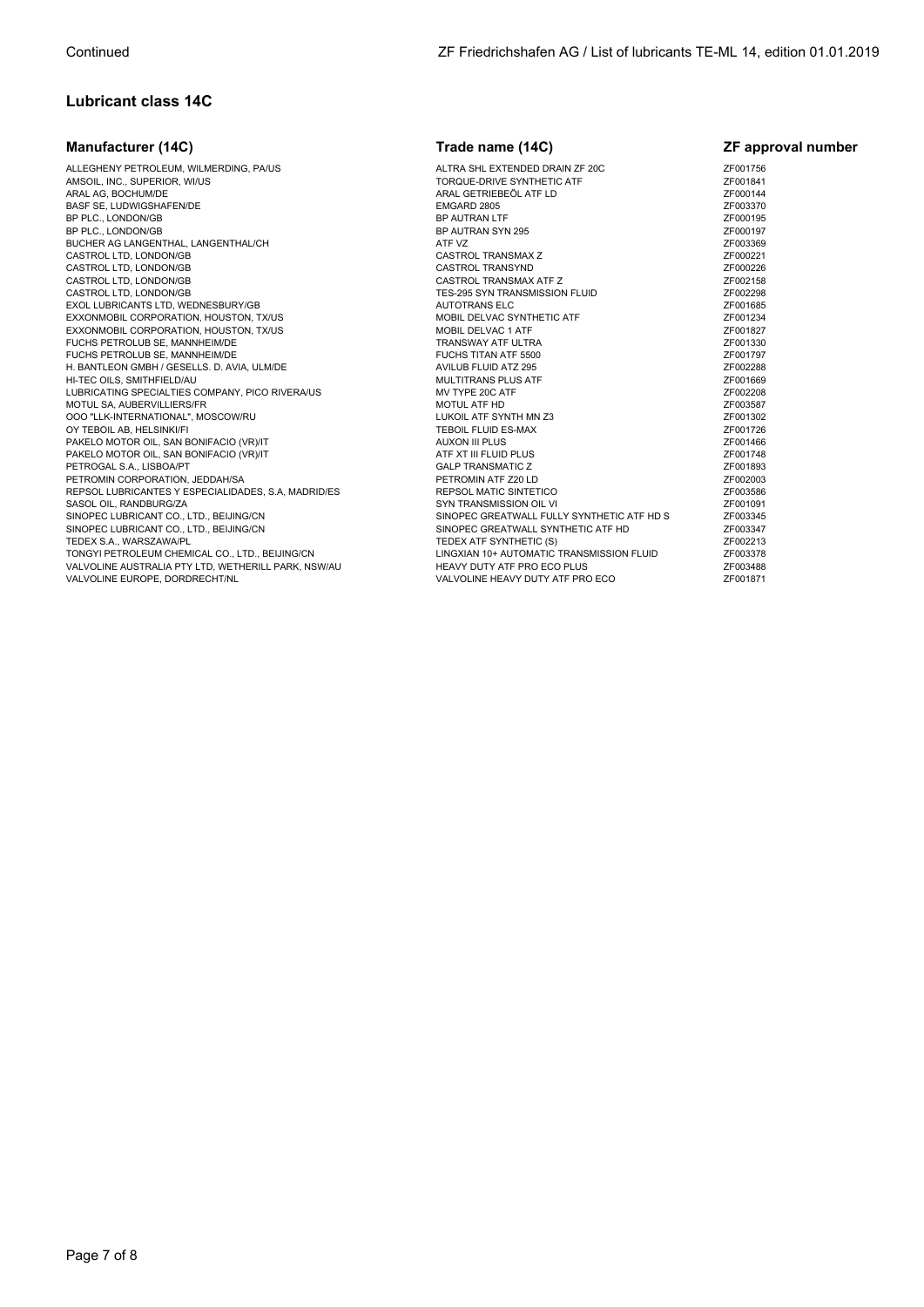Continued

## Lubricant class 14C

| Manufacturer (14C) | Trade name (14C) | ZF approval number |
|---|---|---|
| ALLEGHENY PETROLEUM, WILMERDING, PA/US | ALTRA SHL EXTENDED DRAIN ZF 20C | ZF001756 |
| AMSOIL, INC., SUPERIOR, WI/US | TORQUE-DRIVE SYNTHETIC ATF | ZF001841 |
| ARAL AG, BOCHUM/DE | ARAL GETRIEBEÖL ATF LD | ZF000144 |
| BASF SE, LUDWIGSHAFEN/DE | EMGARD 2805 | ZF003370 |
| BP PLC., LONDON/GB | BP AUTRAN LTF | ZF000195 |
| BP PLC., LONDON/GB | BP AUTRAN SYN 295 | ZF000197 |
| BUCHER AG LANGENTHAL, LANGENTHAL/CH | ATF VZ | ZF003369 |
| CASTROL LTD, LONDON/GB | CASTROL TRANSMAX Z | ZF000221 |
| CASTROL LTD, LONDON/GB | CASTROL TRANSYND | ZF000226 |
| CASTROL LTD, LONDON/GB | CASTROL TRANSMAX ATF Z | ZF002158 |
| CASTROL LTD, LONDON/GB | TES-295 SYN TRANSMISSION FLUID | ZF002298 |
| EXOL LUBRICANTS LTD, WEDNESBURY/GB | AUTOTRANS ELC | ZF001685 |
| EXXONMOBIL CORPORATION, HOUSTON, TX/US | MOBIL DELVAC SYNTHETIC ATF | ZF001234 |
| EXXONMOBIL CORPORATION, HOUSTON, TX/US | MOBIL DELVAC 1 ATF | ZF001827 |
| FUCHS PETROLUB SE, MANNHEIM/DE | TRANSWAY ATF ULTRA | ZF001330 |
| FUCHS PETROLUB SE, MANNHEIM/DE | FUCHS TITAN ATF 5500 | ZF001797 |
| H. BANTLEON GMBH / GESELLS. D. AVIA, ULM/DE | AVILUB FLUID ATZ 295 | ZF002288 |
| HI-TEC OILS, SMITHFIELD/AU | MULTITRANS PLUS ATF | ZF001669 |
| LUBRICATING SPECIALTIES COMPANY, PICO RIVERA/US | MV TYPE 20C ATF | ZF002208 |
| MOTUL SA, AUBERVILLIERS/FR | MOTUL ATF HD | ZF003587 |
| OOO "LLK-INTERNATIONAL", MOSCOW/RU | LUKOIL ATF SYNTH MN Z3 | ZF001302 |
| OY TEBOIL AB, HELSINKI/FI | TEBOIL FLUID ES-MAX | ZF001726 |
| PAKELO MOTOR OIL, SAN BONIFACIO (VR)/IT | AUXON III PLUS | ZF001466 |
| PAKELO MOTOR OIL, SAN BONIFACIO (VR)/IT | ATF XT III FLUID PLUS | ZF001748 |
| PETROGAL S.A., LISBOA/PT | GALP TRANSMATIC Z | ZF001893 |
| PETROMIN CORPORATION, JEDDAH/SA | PETROMIN ATF Z20 LD | ZF002003 |
| REPSOL LUBRICANTES Y ESPECIALIDADES, S.A, MADRID/ES | REPSOL MATIC SINTETICO | ZF003586 |
| SASOL OIL, RANDBURG/ZA | SYN TRANSMISSION OIL VI | ZF001091 |
| SINOPEC LUBRICANT CO., LTD., BEIJING/CN | SINOPEC GREATWALL FULLY SYNTHETIC ATF HD S | ZF003345 |
| SINOPEC LUBRICANT CO., LTD., BEIJING/CN | SINOPEC GREATWALL SYNTHETIC ATF HD | ZF003347 |
| TEDEX S.A., WARSZAWA/PL | TEDEX ATF SYNTHETIC (S) | ZF002213 |
| TONGYI PETROLEUM CHEMICAL CO., LTD., BEIJING/CN | LINGXIAN 10+ AUTOMATIC TRANSMISSION FLUID | ZF003378 |
| VALVOLINE AUSTRALIA PTY LTD, WETHERILL PARK, NSW/AU | HEAVY DUTY ATF PRO ECO PLUS | ZF003488 |
| VALVOLINE EUROPE, DORDRECHT/NL | VALVOLINE HEAVY DUTY ATF PRO ECO | ZF001871 |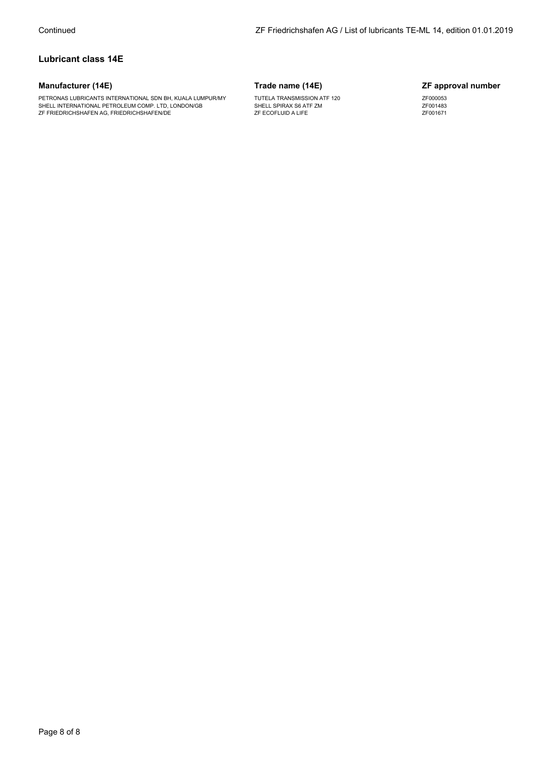Continued

## Lubricant class 14E

| Manufacturer (14E) | Trade name (14E) | ZF approval number |
| --- | --- | --- |
| PETRONAS LUBRICANTS INTERNATIONAL SDN BH, KUALA LUMPUR/MY | TUTELA TRANSMISSION ATF 120 | ZF000053 |
| SHELL INTERNATIONAL PETROLEUM COMP. LTD, LONDON/GB | SHELL SPIRAX S6 ATF ZM | ZF001483 |
| ZF FRIEDRICHSHAFEN AG, FRIEDRICHSHAFEN/DE | ZF ECOFLUID A LIFE | ZF001671 |